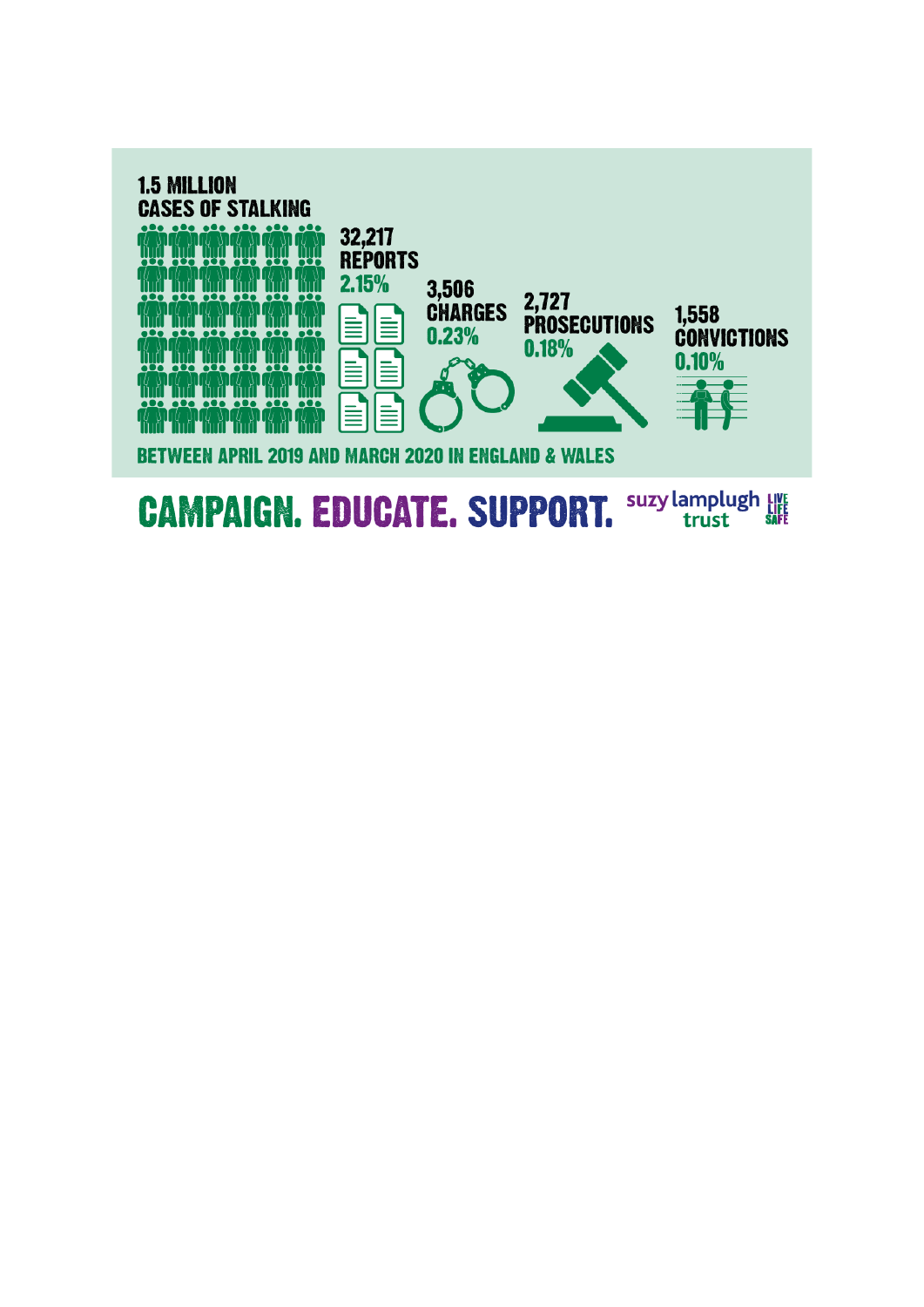**1.5 MILLION CASES OF STALKING**

**32,217 REPORTS**
2.15%

**3,506 CHARGES**
0.23%

**2,727 PROSECUTIONS**
0.18%

**1,558 CONVICTIONS**
0.10%

BETWEEN APRIL 2019 AND MARCH 2020 IN ENGLAND & WALES

**CAMPAIGN. EDUCATE. SUPPORT.** suzy lamplugh trust LIVE LIFE SAFE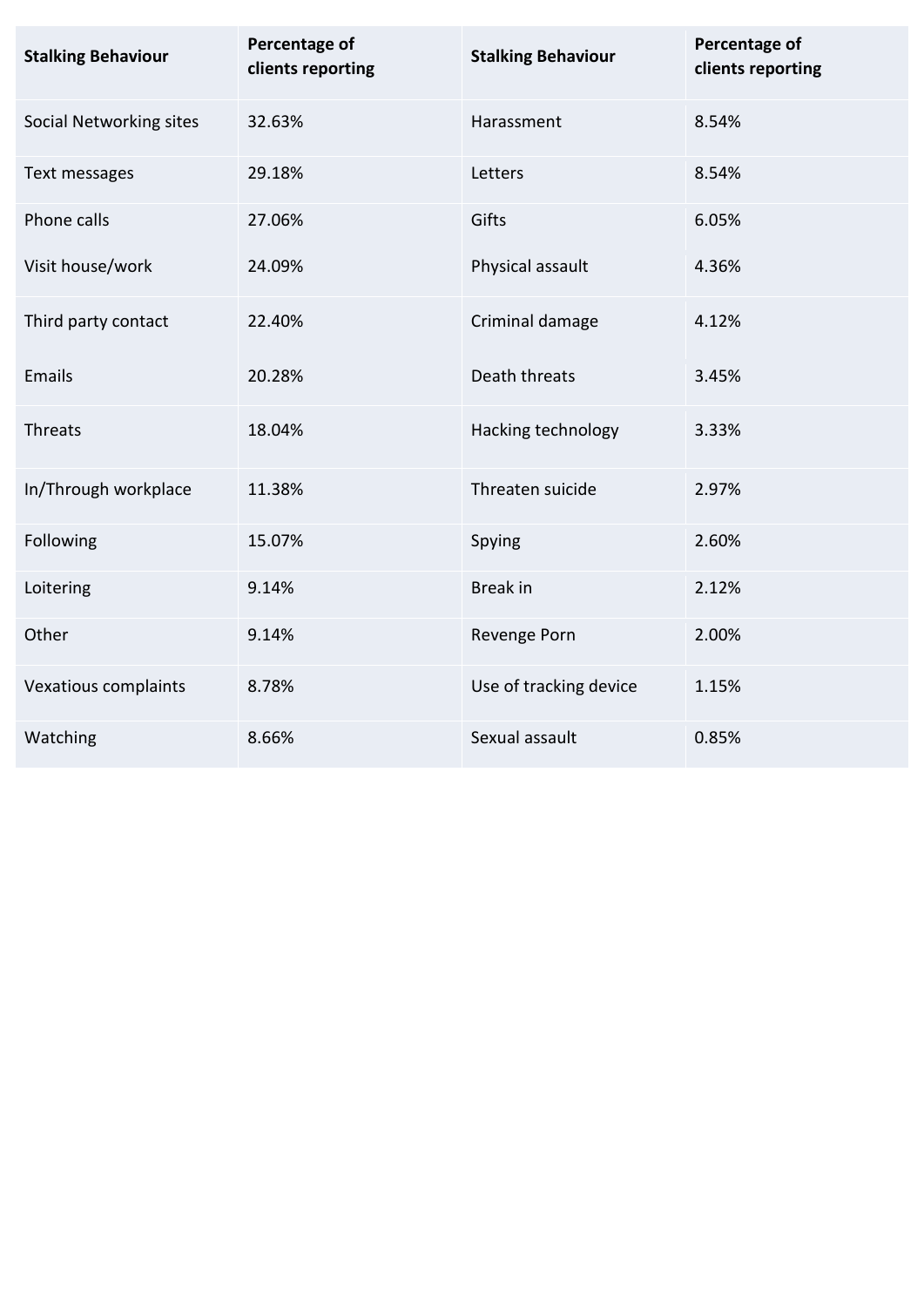| Stalking Behaviour | Percentage of clients reporting | Stalking Behaviour | Percentage of clients reporting |
|---|---|---|---|
| Social Networking sites | 32.63% | Harassment | 8.54% |
| Text messages | 29.18% | Letters | 8.54% |
| Phone calls | 27.06% | Gifts | 6.05% |
| Visit house/work | 24.09% | Physical assault | 4.36% |
| Third party contact | 22.40% | Criminal damage | 4.12% |
| Emails | 20.28% | Death threats | 3.45% |
| Threats | 18.04% | Hacking technology | 3.33% |
| In/Through workplace | 11.38% | Threaten suicide | 2.97% |
| Following | 15.07% | Spying | 2.60% |
| Loitering | 9.14% | Break in | 2.12% |
| Other | 9.14% | Revenge Porn | 2.00% |
| Vexatious complaints | 8.78% | Use of tracking device | 1.15% |
| Watching | 8.66% | Sexual assault | 0.85% |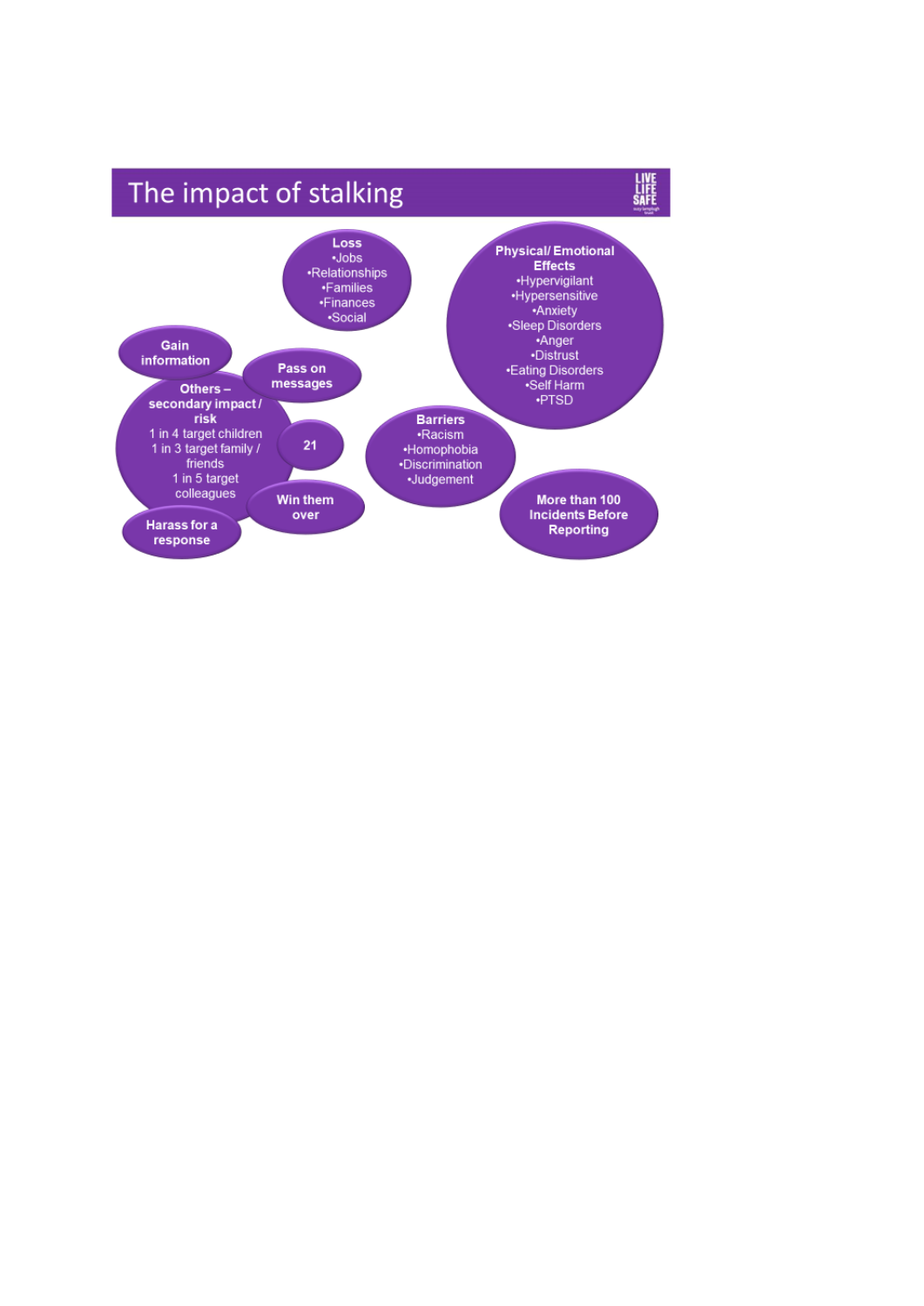# The impact of stalking

**Loss**
- Jobs
- Relationships
- Families
- Finances
- Social

**Physical/ Emotional Effects**
- Hypervigilant
- Hypersensitive
- Anxiety
- Sleep Disorders
- Anger
- Distrust
- Eating Disorders
- Self Harm
- PTSD

**Gain information**

**Pass on messages**

**Others – secondary impact / risk**
1 in 4 target children
1 in 3 target family / friends
1 in 5 target colleagues

**21**

**Win them over**

**Harass for a response**

**Barriers**
- Racism
- Homophobia
- Discrimination
- Judgement

**More than 100 Incidents Before Reporting**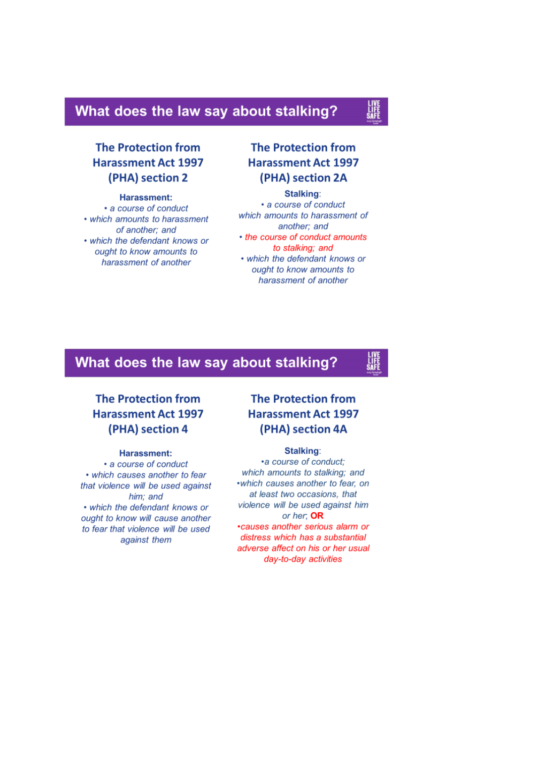## What does the law say about stalking?

### The Protection from Harassment Act 1997 (PHA) section 2

**Harassment:**

- *a course of conduct*
- *which amounts to harassment of another; and*
- *which the defendant knows or ought to know amounts to harassment of another*

### The Protection from Harassment Act 1997 (PHA) section 2A

**Stalking:**

- *a course of conduct which amounts to harassment of another; and*
- *the course of conduct amounts to stalking; and*
- *which the defendant knows or ought to know amounts to harassment of another*

## What does the law say about stalking?

### The Protection from Harassment Act 1997 (PHA) section 4

**Harassment:**

- *a course of conduct*
- *which causes another to fear that violence will be used against him; and*
- *which the defendant knows or ought to know will cause another to fear that violence will be used against them*

### The Protection from Harassment Act 1997 (PHA) section 4A

**Stalking:**

- *a course of conduct; which amounts to stalking; and*
- *which causes another to fear, on at least two occasions, that violence will be used against him or her;* **OR**
- *causes another serious alarm or distress which has a substantial adverse affect on his or her usual day-to-day activities*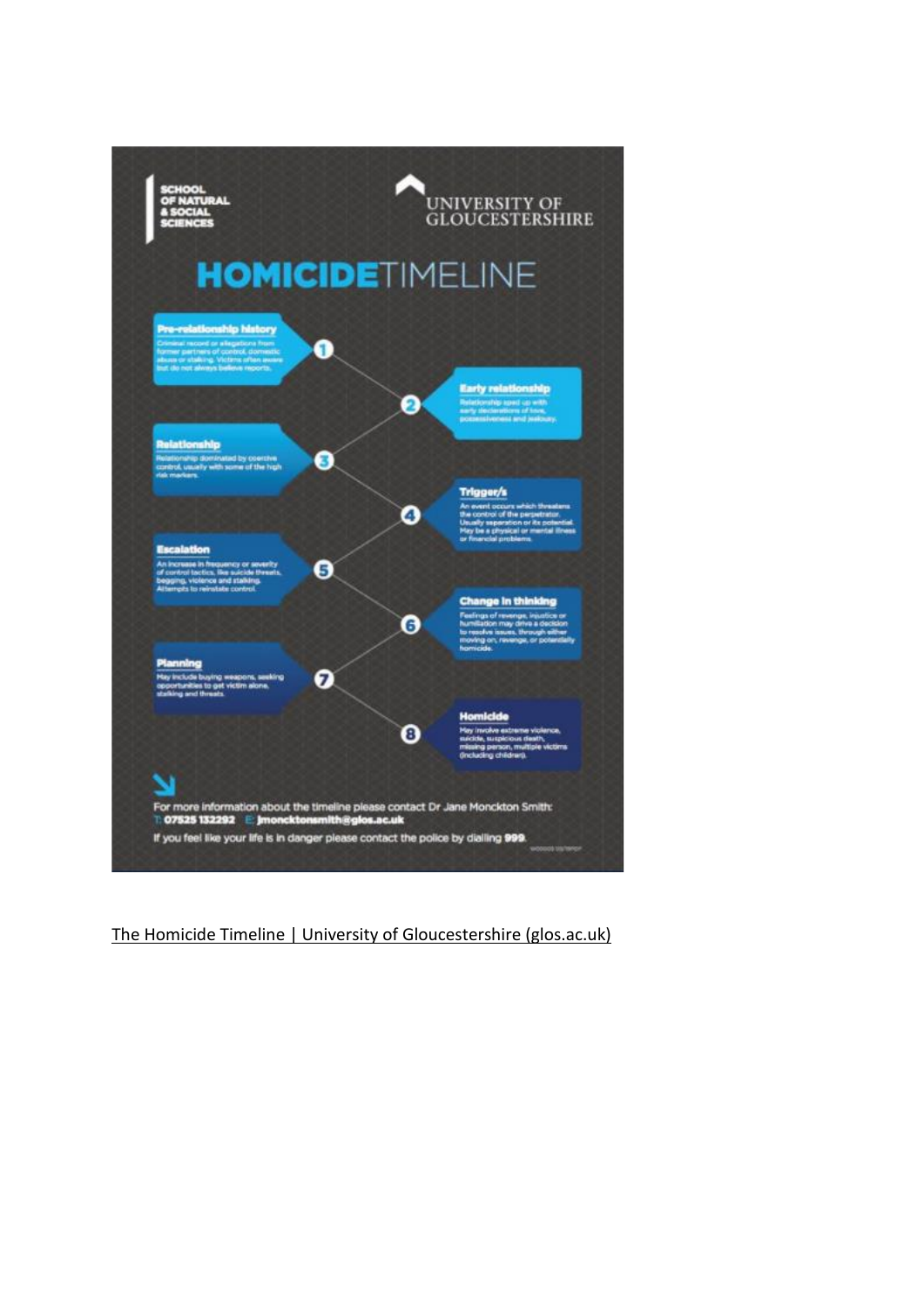SCHOOL OF NATURAL & SOCIAL SCIENCES

UNIVERSITY OF GLOUCESTERSHIRE

# HOMICIDE TIMELINE

**1. Pre-relationship history**
Criminal record or allegations from former partners of control, domestic abuse or stalking. Victims often aware but do not always believe reports.

**2. Early relationship**
Relationship sped up with early declarations of love, possessiveness and jealousy.

**3. Relationship**
Relationship dominated by coercive control, usually with some of the high risk markers.

**4. Trigger/s**
An event occurs which threatens the control of the perpetrator. Usually separation or its potential. May be a physical or mental illness or financial problems.

**5. Escalation**
An increase in frequency or severity of control tactics, like suicide threats, begging, violence and stalking. Attempts to reinstate control.

**6. Change in thinking**
Feelings of revenge, injustice or humiliation may drive a decision to resolve issues, through either moving on, revenge, or potentially homicide.

**7. Planning**
May include buying weapons, seeking opportunities to get victim alone, stalking and threats.

**8. Homicide**
May involve extreme violence, suicide, suspicious death, missing person, multiple victims (including children).

For more information about the timeline please contact Dr Jane Monckton Smith:
T: **07525 132292** E: **jmoncktonsmith@glos.ac.uk**

If you feel like your life is in danger please contact the police by dialling **999**.

The Homicide Timeline | University of Gloucestershire (glos.ac.uk)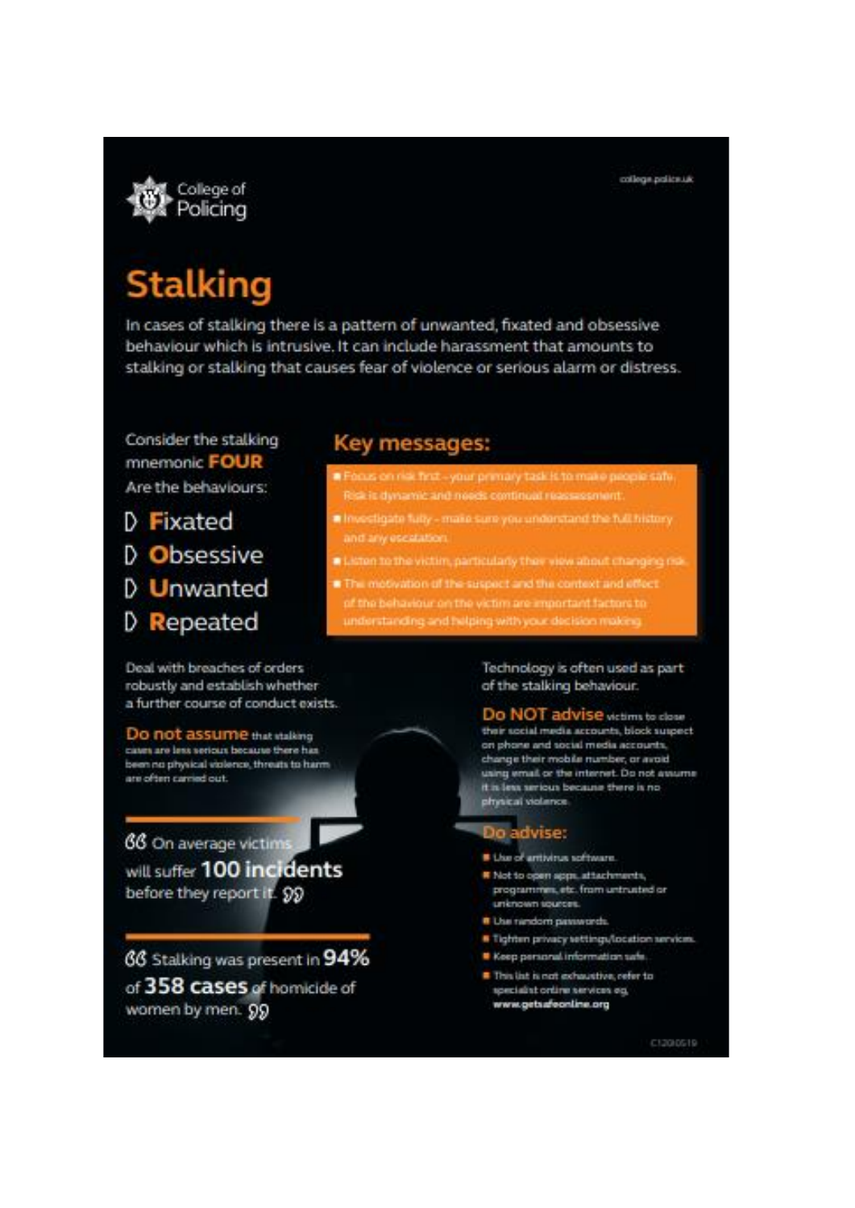College of Policing

college.police.uk

# Stalking

In cases of stalking there is a pattern of unwanted, fixated and obsessive behaviour which is intrusive. It can include harassment that amounts to stalking or stalking that causes fear of violence or serious alarm or distress.

Consider the stalking mnemonic **FOUR**

Are the behaviours:

- **F**ixated
- **O**bsessive
- **U**nwanted
- **R**epeated

## Key messages:

- Focus on risk first - your primary task is to make people safe. Risk is dynamic and needs continual reassessment.
- Investigate fully - make sure you understand the full history and any escalation.
- Listen to the victim, particularly their view about changing risk.
- The motivation of the suspect and the context and effect of the behaviour on the victim are important factors to understanding and helping with your decision making.

Deal with breaches of orders robustly and establish whether a further course of conduct exists.

**Do not assume** that stalking cases are less serious because there has been no physical violence, threats to harm are often carried out.

"On average victims will suffer **100 incidents** before they report it."

"Stalking was present in **94%** of **358 cases** of homicide of women by men."

Technology is often used as part of the stalking behaviour.

**Do NOT advise** victims to close their social media accounts, block suspect on phone and social media accounts, change their mobile number, or avoid using email or the internet. Do not assume it is less serious because there is no physical violence.

**Do advise:**

- Use of antivirus software.
- Not to open apps, attachments, programmes, etc. from untrusted or unknown sources.
- Use random passwords.
- Tighten privacy settings/location services.
- Keep personal information safe.
- This list is not exhaustive, refer to specialist online services eg. **www.getsafeonline.org**

C1200519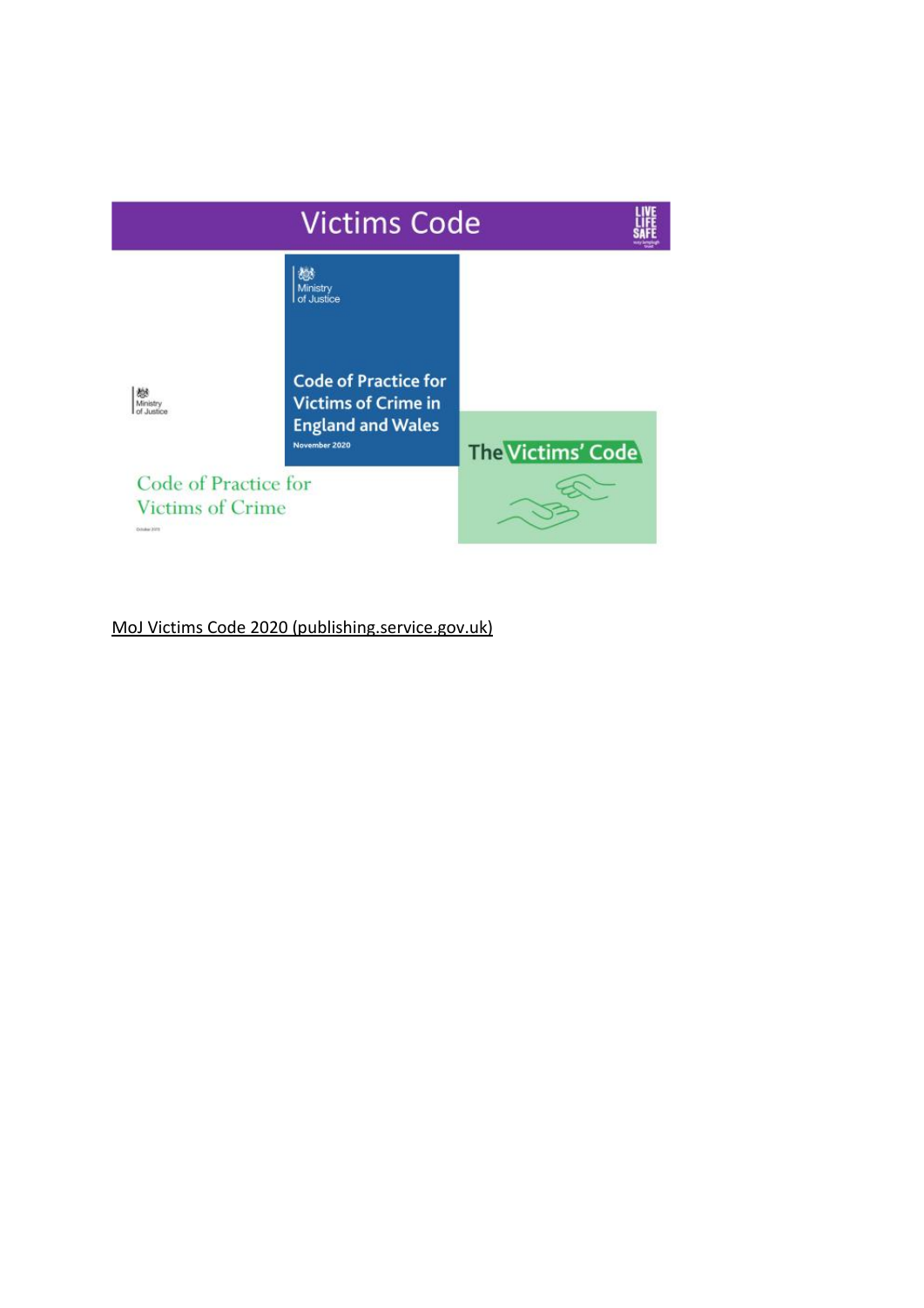# Victims Code

Ministry of Justice

Code of Practice for Victims of Crime in England and Wales

November 2020

Ministry of Justice

Code of Practice for Victims of Crime

The Victims' Code

MoJ Victims Code 2020 (publishing.service.gov.uk)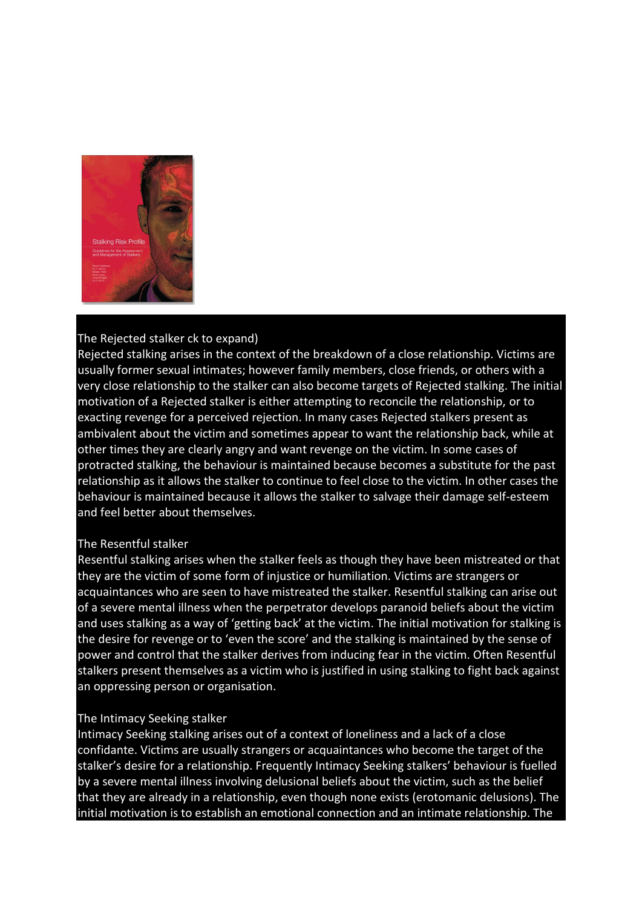## The Rejected stalker ck to expand)

Rejected stalking arises in the context of the breakdown of a close relationship. Victims are usually former sexual intimates; however family members, close friends, or others with a very close relationship to the stalker can also become targets of Rejected stalking. The initial motivation of a Rejected stalker is either attempting to reconcile the relationship, or to exacting revenge for a perceived rejection. In many cases Rejected stalkers present as ambivalent about the victim and sometimes appear to want the relationship back, while at other times they are clearly angry and want revenge on the victim. In some cases of protracted stalking, the behaviour is maintained because becomes a substitute for the past relationship as it allows the stalker to continue to feel close to the victim. In other cases the behaviour is maintained because it allows the stalker to salvage their damage self-esteem and feel better about themselves.

## The Resentful stalker

Resentful stalking arises when the stalker feels as though they have been mistreated or that they are the victim of some form of injustice or humiliation. Victims are strangers or acquaintances who are seen to have mistreated the stalker. Resentful stalking can arise out of a severe mental illness when the perpetrator develops paranoid beliefs about the victim and uses stalking as a way of 'getting back' at the victim. The initial motivation for stalking is the desire for revenge or to 'even the score' and the stalking is maintained by the sense of power and control that the stalker derives from inducing fear in the victim. Often Resentful stalkers present themselves as a victim who is justified in using stalking to fight back against an oppressing person or organisation.

## The Intimacy Seeking stalker

Intimacy Seeking stalking arises out of a context of loneliness and a lack of a close confidante. Victims are usually strangers or acquaintances who become the target of the stalker's desire for a relationship. Frequently Intimacy Seeking stalkers' behaviour is fuelled by a severe mental illness involving delusional beliefs about the victim, such as the belief that they are already in a relationship, even though none exists (erotomanic delusions). The initial motivation is to establish an emotional connection and an intimate relationship. The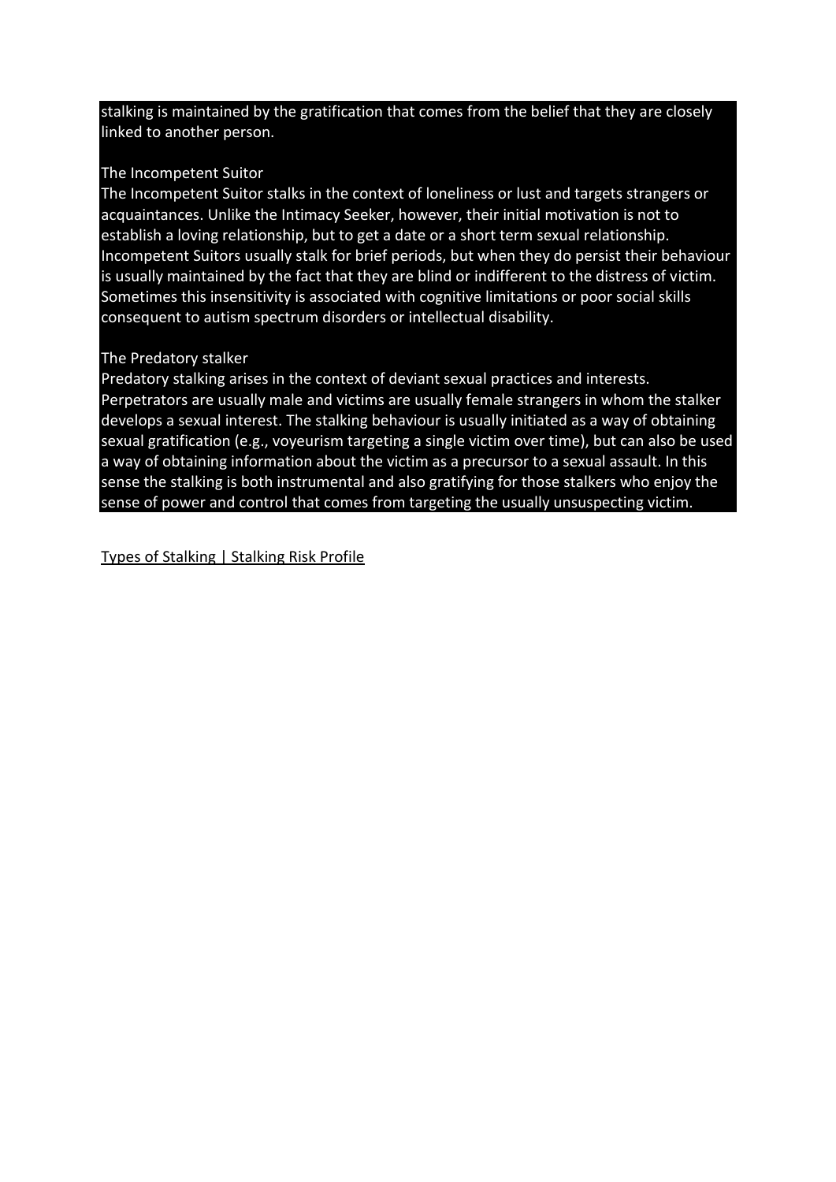stalking is maintained by the gratification that comes from the belief that they are closely linked to another person.

### The Incompetent Suitor

The Incompetent Suitor stalks in the context of loneliness or lust and targets strangers or acquaintances. Unlike the Intimacy Seeker, however, their initial motivation is not to establish a loving relationship, but to get a date or a short term sexual relationship. Incompetent Suitors usually stalk for brief periods, but when they do persist their behaviour is usually maintained by the fact that they are blind or indifferent to the distress of victim. Sometimes this insensitivity is associated with cognitive limitations or poor social skills consequent to autism spectrum disorders or intellectual disability.

### The Predatory stalker

Predatory stalking arises in the context of deviant sexual practices and interests. Perpetrators are usually male and victims are usually female strangers in whom the stalker develops a sexual interest. The stalking behaviour is usually initiated as a way of obtaining sexual gratification (e.g., voyeurism targeting a single victim over time), but can also be used a way of obtaining information about the victim as a precursor to a sexual assault. In this sense the stalking is both instrumental and also gratifying for those stalkers who enjoy the sense of power and control that comes from targeting the usually unsuspecting victim.

Types of Stalking | Stalking Risk Profile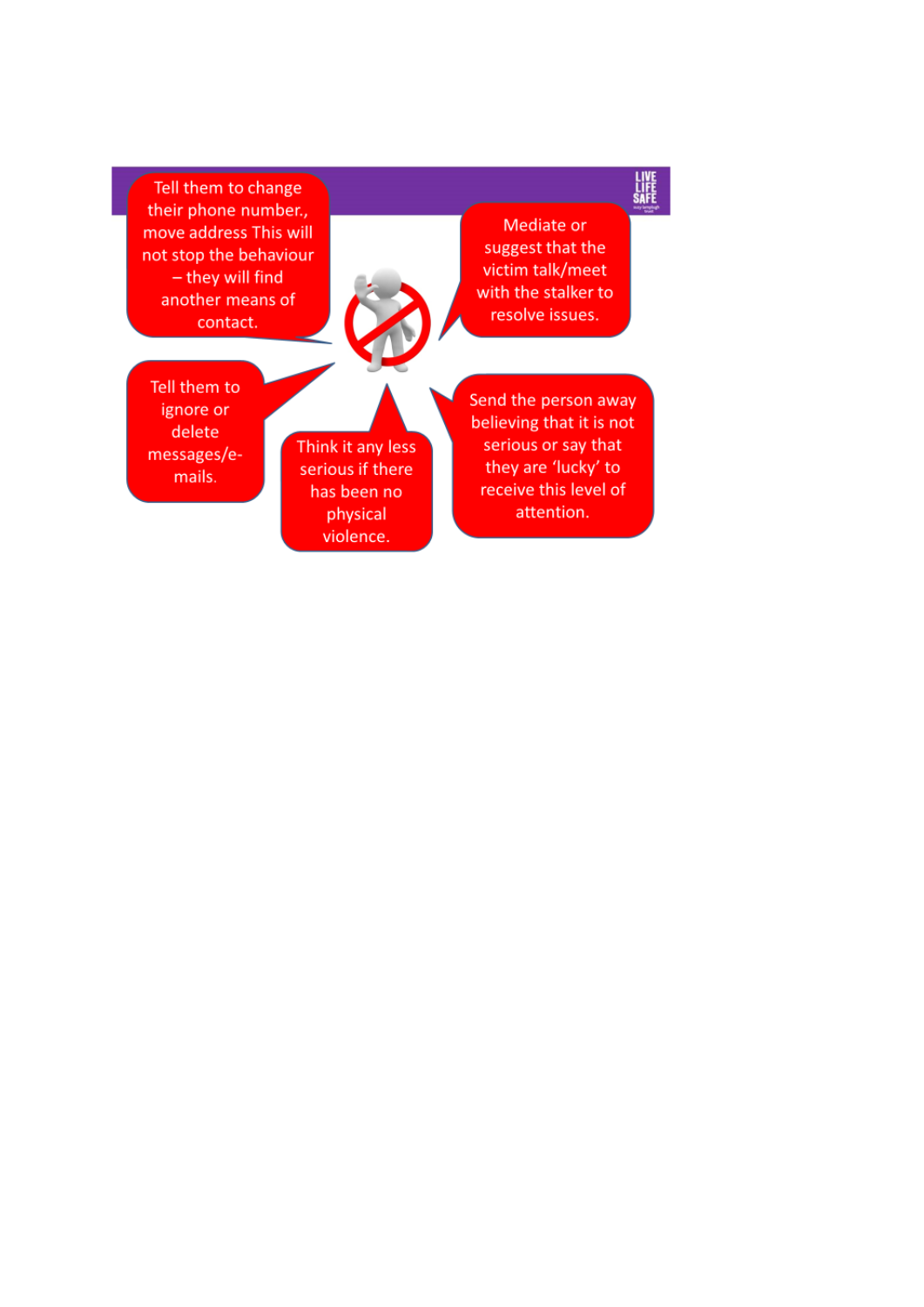Tell them to change their phone number., move address This will not stop the behaviour – they will find another means of contact.

Mediate or suggest that the victim talk/meet with the stalker to resolve issues.

Tell them to ignore or delete messages/e-mails.

Think it any less serious if there has been no physical violence.

Send the person away believing that it is not serious or say that they are 'lucky' to receive this level of attention.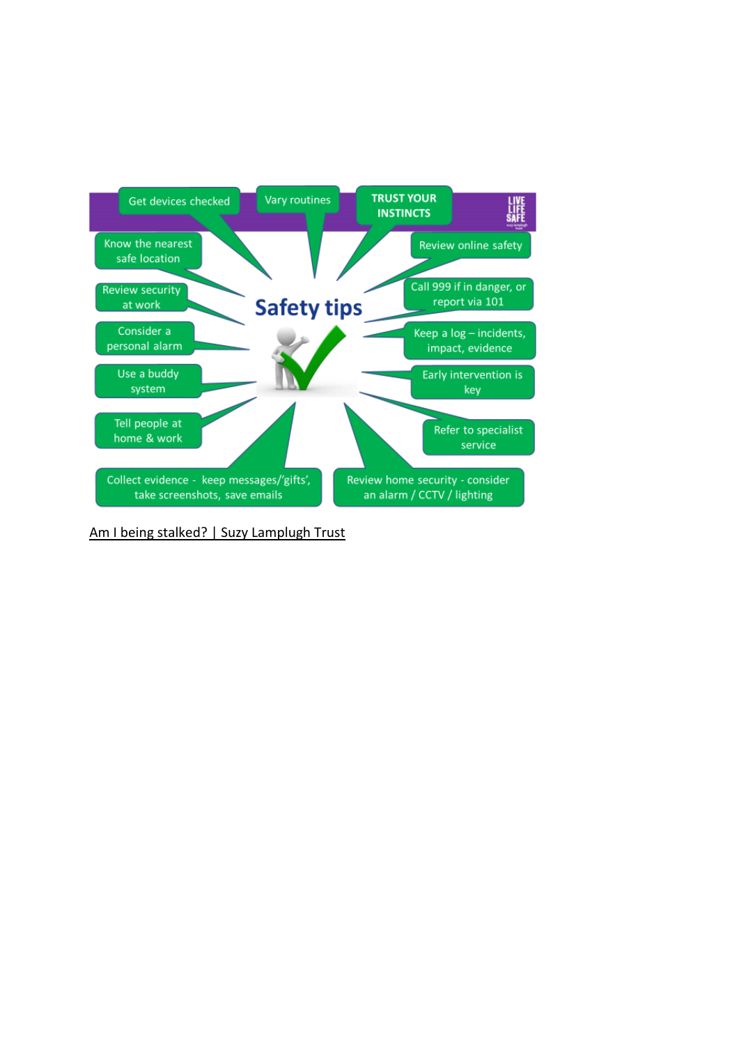# Safety tips

- Get devices checked
- Vary routines
- TRUST YOUR INSTINCTS
- Know the nearest safe location
- Review online safety
- Review security at work
- Call 999 if in danger, or report via 101
- Consider a personal alarm
- Keep a log – incidents, impact, evidence
- Use a buddy system
- Early intervention is key
- Tell people at home & work
- Refer to specialist service
- Collect evidence - keep messages/'gifts', take screenshots, save emails
- Review home security - consider an alarm / CCTV / lighting

LIVE LIFE SAFE

Am I being stalked? | Suzy Lamplugh Trust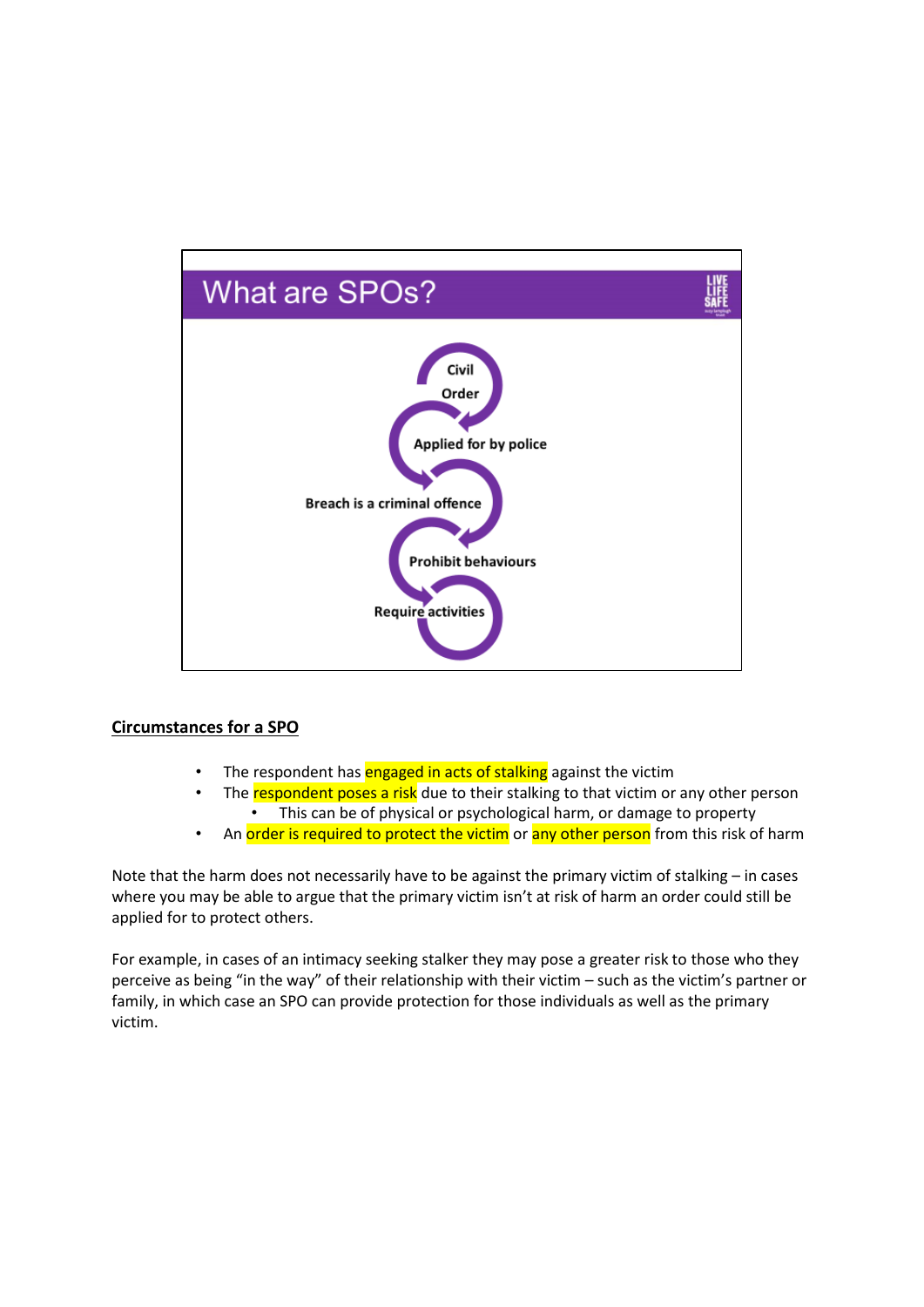## What are SPOs?

- Civil Order
- Applied for by police
- Breach is a criminal offence
- Prohibit behaviours
- Require activities

**Circumstances for a SPO**

- The respondent has engaged in acts of stalking against the victim
- The respondent poses a risk due to their stalking to that victim or any other person
  - This can be of physical or psychological harm, or damage to property
- An order is required to protect the victim or any other person from this risk of harm

Note that the harm does not necessarily have to be against the primary victim of stalking – in cases where you may be able to argue that the primary victim isn't at risk of harm an order could still be applied for to protect others.

For example, in cases of an intimacy seeking stalker they may pose a greater risk to those who they perceive as being "in the way" of their relationship with their victim – such as the victim's partner or family, in which case an SPO can provide protection for those individuals as well as the primary victim.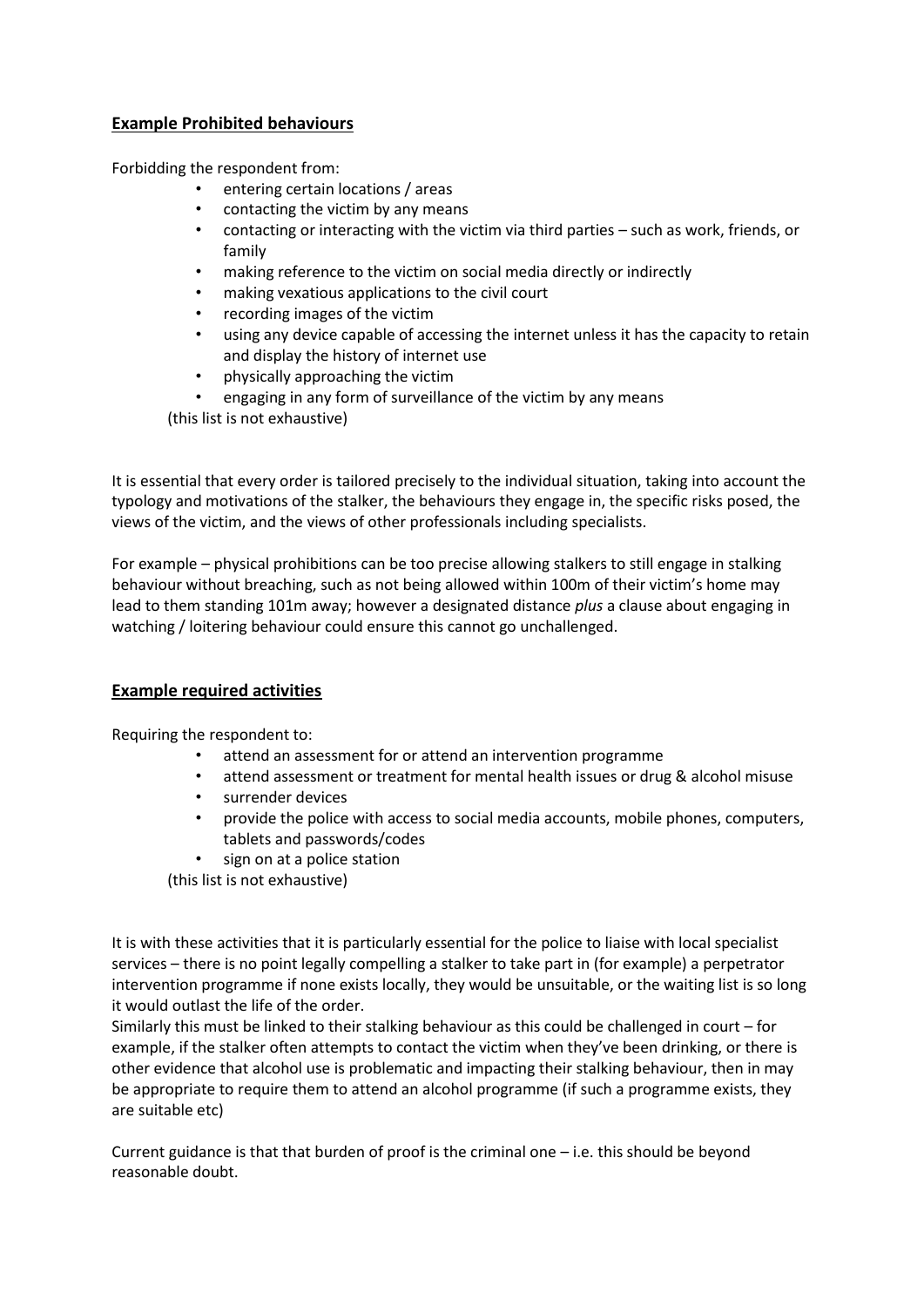## Example Prohibited behaviours

Forbidding the respondent from:

- entering certain locations / areas
- contacting the victim by any means
- contacting or interacting with the victim via third parties – such as work, friends, or family
- making reference to the victim on social media directly or indirectly
- making vexatious applications to the civil court
- recording images of the victim
- using any device capable of accessing the internet unless it has the capacity to retain and display the history of internet use
- physically approaching the victim
- engaging in any form of surveillance of the victim by any means

(this list is not exhaustive)

It is essential that every order is tailored precisely to the individual situation, taking into account the typology and motivations of the stalker, the behaviours they engage in, the specific risks posed, the views of the victim, and the views of other professionals including specialists.

For example – physical prohibitions can be too precise allowing stalkers to still engage in stalking behaviour without breaching, such as not being allowed within 100m of their victim's home may lead to them standing 101m away; however a designated distance *plus* a clause about engaging in watching / loitering behaviour could ensure this cannot go unchallenged.

## Example required activities

Requiring the respondent to:

- attend an assessment for or attend an intervention programme
- attend assessment or treatment for mental health issues or drug & alcohol misuse
- surrender devices
- provide the police with access to social media accounts, mobile phones, computers, tablets and passwords/codes
- sign on at a police station

(this list is not exhaustive)

It is with these activities that it is particularly essential for the police to liaise with local specialist services – there is no point legally compelling a stalker to take part in (for example) a perpetrator intervention programme if none exists locally, they would be unsuitable, or the waiting list is so long it would outlast the life of the order.

Similarly this must be linked to their stalking behaviour as this could be challenged in court – for example, if the stalker often attempts to contact the victim when they've been drinking, or there is other evidence that alcohol use is problematic and impacting their stalking behaviour, then in may be appropriate to require them to attend an alcohol programme (if such a programme exists, they are suitable etc)

Current guidance is that that burden of proof is the criminal one – i.e. this should be beyond reasonable doubt.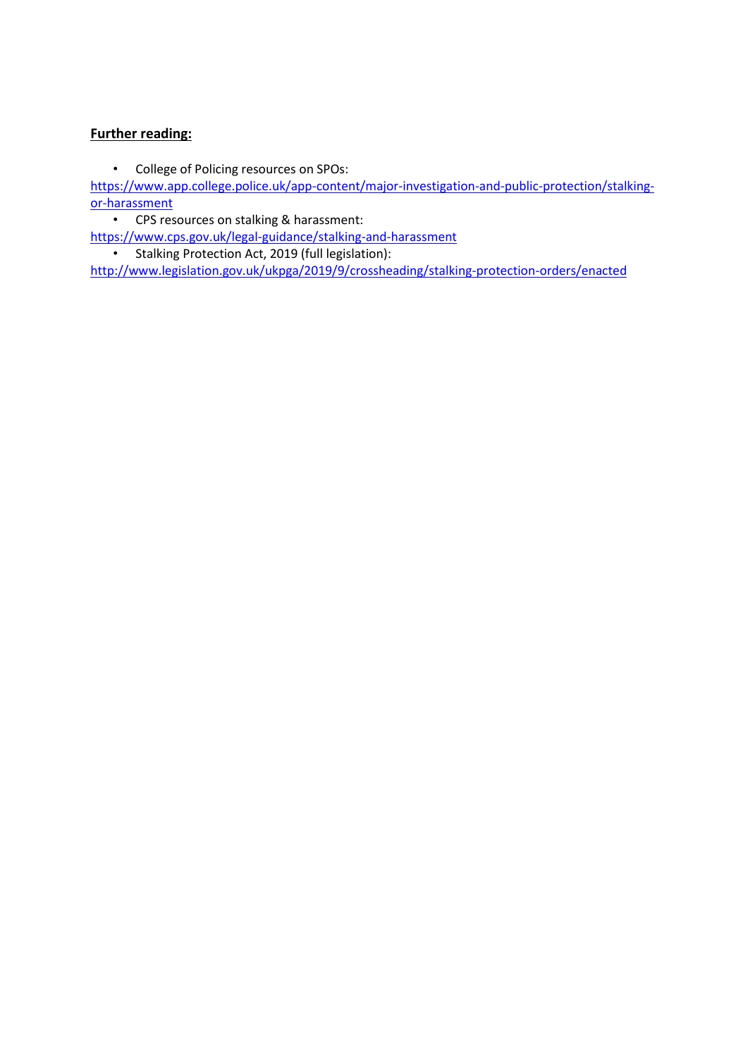**Further reading:**

- College of Policing resources on SPOs:
https://www.app.college.police.uk/app-content/major-investigation-and-public-protection/stalking-or-harassment
- CPS resources on stalking & harassment:
https://www.cps.gov.uk/legal-guidance/stalking-and-harassment
- Stalking Protection Act, 2019 (full legislation):
http://www.legislation.gov.uk/ukpga/2019/9/crossheading/stalking-protection-orders/enacted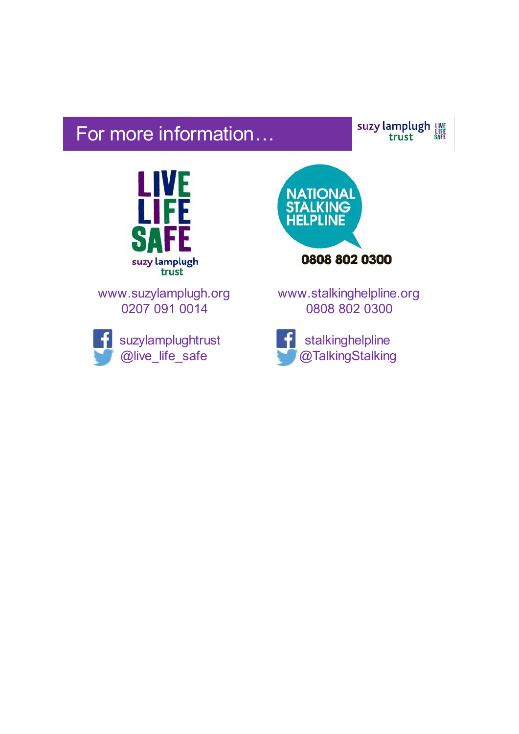## For more information…

suzy lamplugh trust

LIVE LIFE SAFE

suzy lamplugh trust

www.suzylamplugh.org
0207 091 0014

suzylamplughtrust
@live_life_safe

NATIONAL STALKING HELPLINE

0808 802 0300

www.stalkinghelpline.org
0808 802 0300

stalkinghelpline
@TalkingStalking